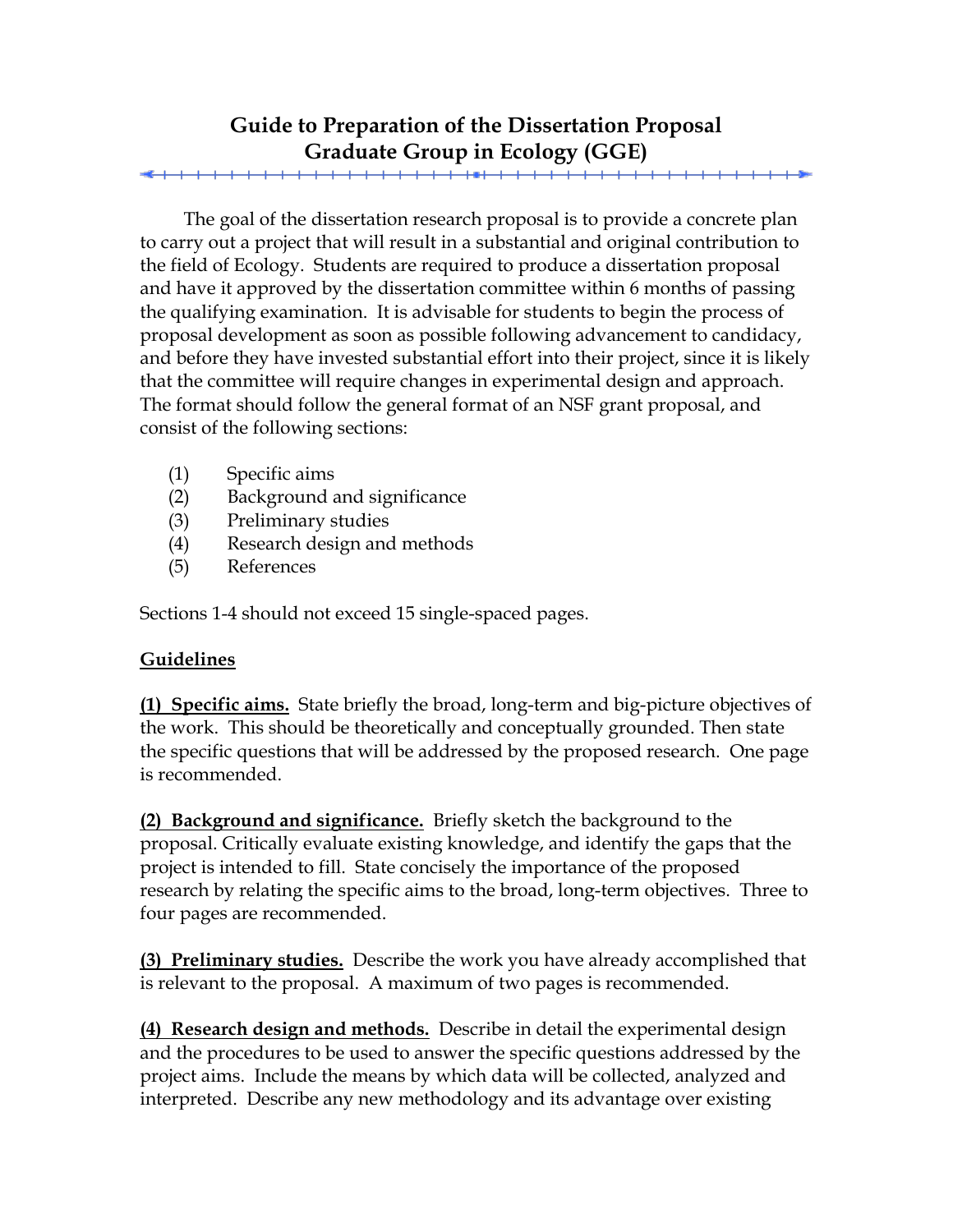# Guide to Preparation of the Dissertation Proposal
# Graduate Group in Ecology (GGE)

The goal of the dissertation research proposal is to provide a concrete plan to carry out a project that will result in a substantial and original contribution to the field of Ecology. Students are required to produce a dissertation proposal and have it approved by the dissertation committee within 6 months of passing the qualifying examination. It is advisable for students to begin the process of proposal development as soon as possible following advancement to candidacy, and before they have invested substantial effort into their project, since it is likely that the committee will require changes in experimental design and approach. The format should follow the general format of an NSF grant proposal, and consist of the following sections:

(1) Specific aims
(2) Background and significance
(3) Preliminary studies
(4) Research design and methods
(5) References

Sections 1-4 should not exceed 15 single-spaced pages.

## Guidelines

**(1) Specific aims.** State briefly the broad, long-term and big-picture objectives of the work. This should be theoretically and conceptually grounded. Then state the specific questions that will be addressed by the proposed research. One page is recommended.

**(2) Background and significance.** Briefly sketch the background to the proposal. Critically evaluate existing knowledge, and identify the gaps that the project is intended to fill. State concisely the importance of the proposed research by relating the specific aims to the broad, long-term objectives. Three to four pages are recommended.

**(3) Preliminary studies.** Describe the work you have already accomplished that is relevant to the proposal. A maximum of two pages is recommended.

**(4) Research design and methods.** Describe in detail the experimental design and the procedures to be used to answer the specific questions addressed by the project aims. Include the means by which data will be collected, analyzed and interpreted. Describe any new methodology and its advantage over existing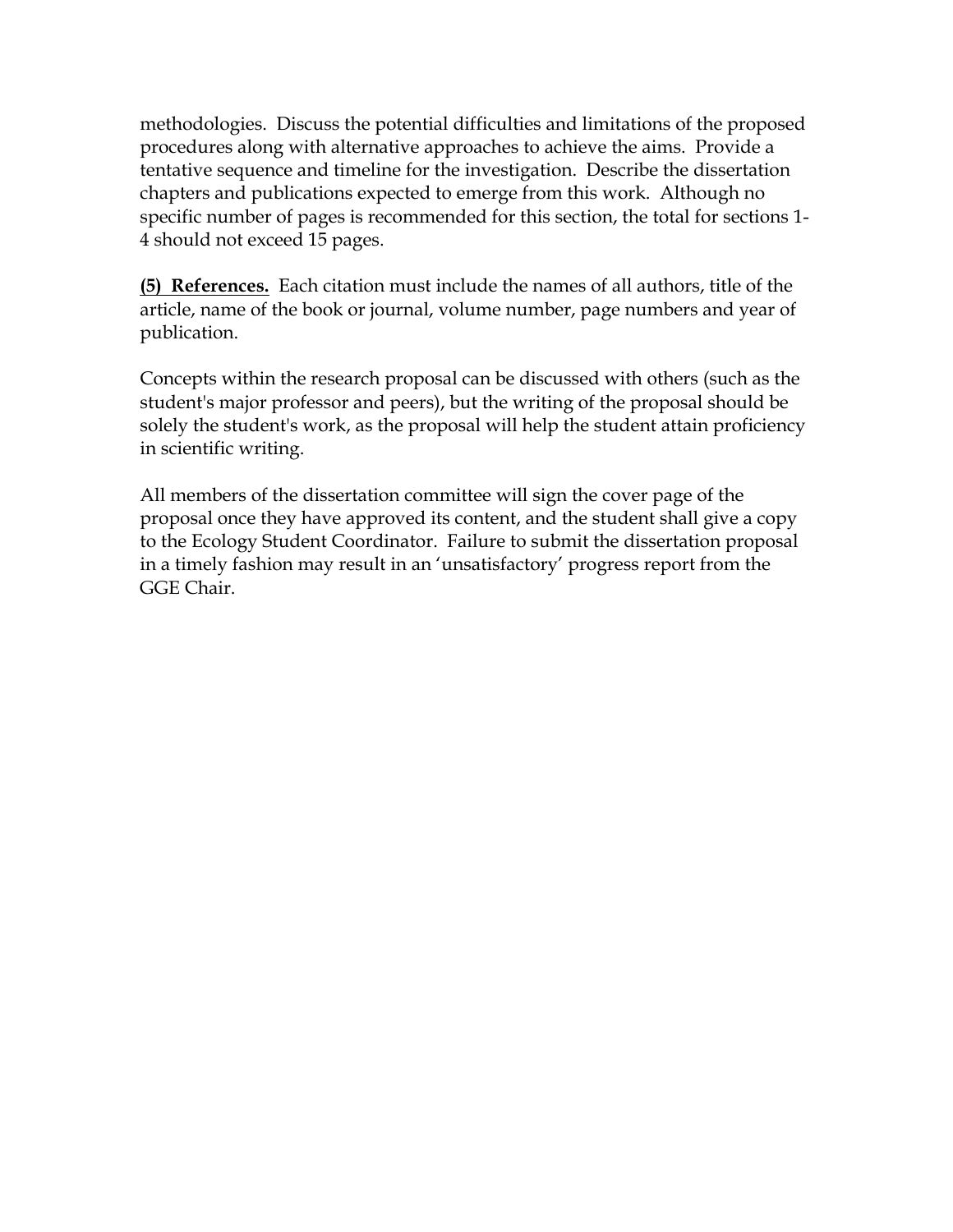methodologies. Discuss the potential difficulties and limitations of the proposed procedures along with alternative approaches to achieve the aims. Provide a tentative sequence and timeline for the investigation. Describe the dissertation chapters and publications expected to emerge from this work. Although no specific number of pages is recommended for this section, the total for sections 1-4 should not exceed 15 pages.

**(5) References.** Each citation must include the names of all authors, title of the article, name of the book or journal, volume number, page numbers and year of publication.

Concepts within the research proposal can be discussed with others (such as the student's major professor and peers), but the writing of the proposal should be solely the student's work, as the proposal will help the student attain proficiency in scientific writing.

All members of the dissertation committee will sign the cover page of the proposal once they have approved its content, and the student shall give a copy to the Ecology Student Coordinator. Failure to submit the dissertation proposal in a timely fashion may result in an 'unsatisfactory' progress report from the GGE Chair.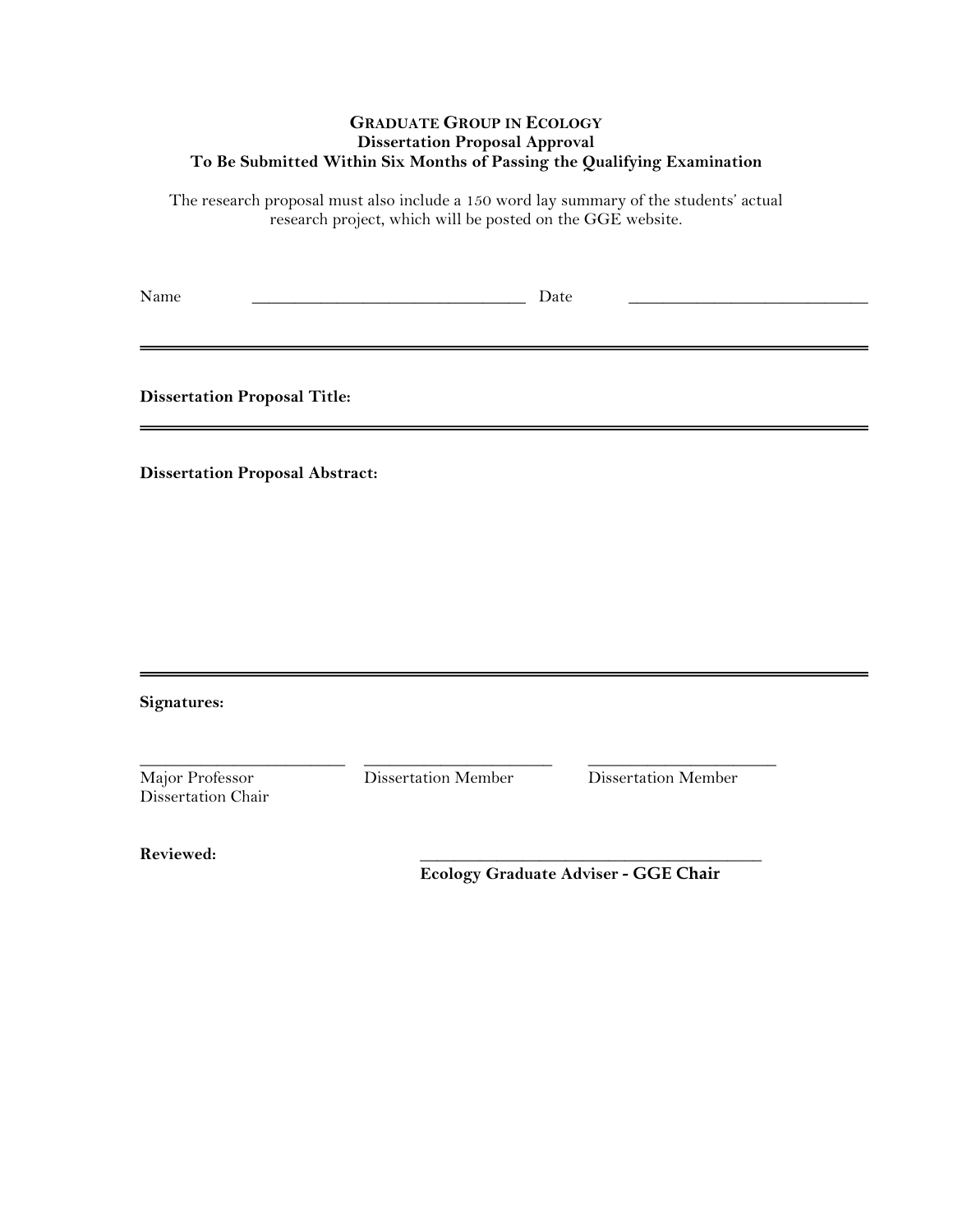**GRADUATE GROUP IN ECOLOGY**
**Dissertation Proposal Approval**
**To Be Submitted Within Six Months of Passing the Qualifying Examination**

The research proposal must also include a 150 word lay summary of the students' actual research project, which will be posted on the GGE website.

Name _________________________________ Date _____________________________

---

**Dissertation Proposal Title:**

---

**Dissertation Proposal Abstract:**

---

**Signatures:**

________________________ ______________________ ______________________
Major Professor Dissertation Chair Dissertation Member Dissertation Member

**Reviewed:** ________________________________________
**Ecology Graduate Adviser - GGE Chair**